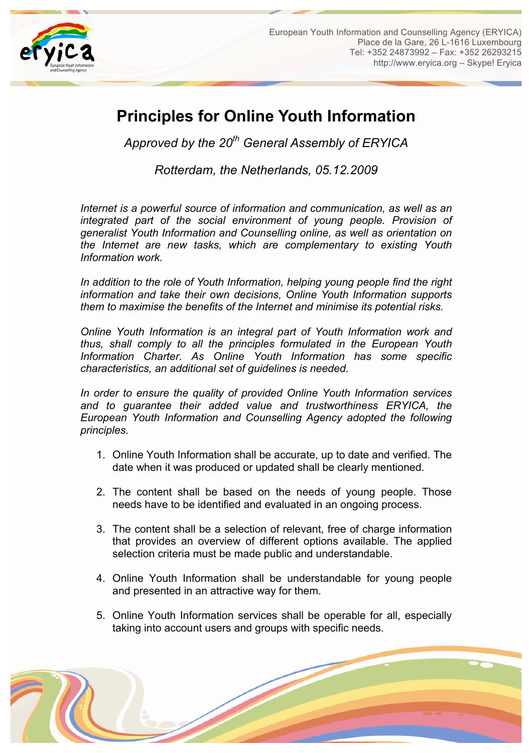European Youth Information and Counselling Agency (ERYICA)
Place de la Gare, 26 L-1616 Luxembourg
Tel: +352 24873992 – Fax: +352 26293215
http://www.eryica.org – Skype! Eryica

# Principles for Online Youth Information

*Approved by the 20th General Assembly of ERYICA*

*Rotterdam, the Netherlands, 05.12.2009*

*Internet is a powerful source of information and communication, as well as an integrated part of the social environment of young people. Provision of generalist Youth Information and Counselling online, as well as orientation on the Internet are new tasks, which are complementary to existing Youth Information work.*

*In addition to the role of Youth Information, helping young people find the right information and take their own decisions, Online Youth Information supports them to maximise the benefits of the Internet and minimise its potential risks.*

*Online Youth Information is an integral part of Youth Information work and thus, shall comply to all the principles formulated in the European Youth Information Charter. As Online Youth Information has some specific characteristics, an additional set of guidelines is needed.*

*In order to ensure the quality of provided Online Youth Information services and to guarantee their added value and trustworthiness ERYICA, the European Youth Information and Counselling Agency adopted the following principles.*

1. Online Youth Information shall be accurate, up to date and verified. The date when it was produced or updated shall be clearly mentioned.

2. The content shall be based on the needs of young people. Those needs have to be identified and evaluated in an ongoing process.

3. The content shall be a selection of relevant, free of charge information that provides an overview of different options available. The applied selection criteria must be made public and understandable.

4. Online Youth Information shall be understandable for young people and presented in an attractive way for them.

5. Online Youth Information services shall be operable for all, especially taking into account users and groups with specific needs.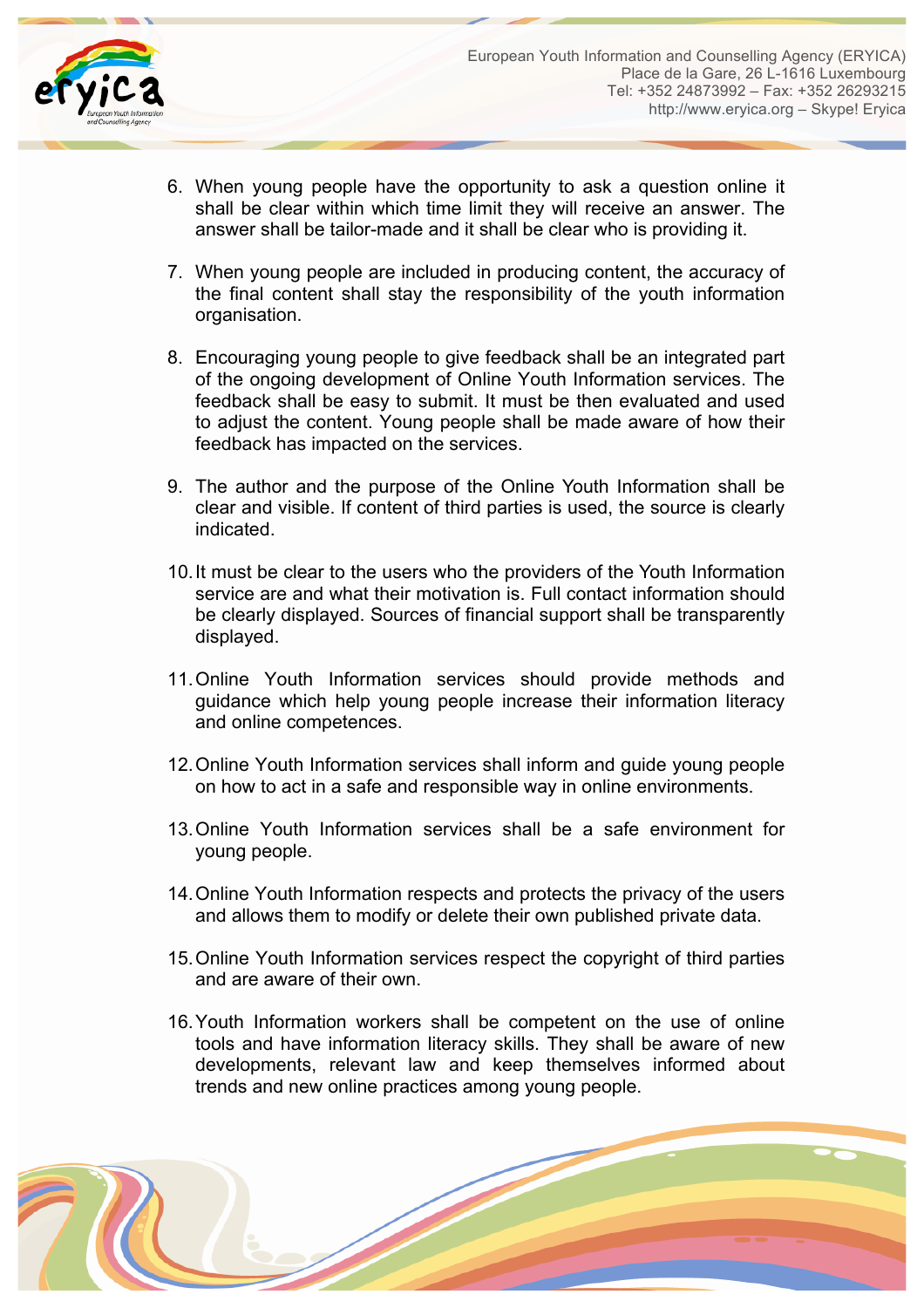6. When young people have the opportunity to ask a question online it shall be clear within which time limit they will receive an answer. The answer shall be tailor-made and it shall be clear who is providing it.

7. When young people are included in producing content, the accuracy of the final content shall stay the responsibility of the youth information organisation.

8. Encouraging young people to give feedback shall be an integrated part of the ongoing development of Online Youth Information services. The feedback shall be easy to submit. It must be then evaluated and used to adjust the content. Young people shall be made aware of how their feedback has impacted on the services.

9. The author and the purpose of the Online Youth Information shall be clear and visible. If content of third parties is used, the source is clearly indicated.

10. It must be clear to the users who the providers of the Youth Information service are and what their motivation is. Full contact information should be clearly displayed. Sources of financial support shall be transparently displayed.

11. Online Youth Information services should provide methods and guidance which help young people increase their information literacy and online competences.

12. Online Youth Information services shall inform and guide young people on how to act in a safe and responsible way in online environments.

13. Online Youth Information services shall be a safe environment for young people.

14. Online Youth Information respects and protects the privacy of the users and allows them to modify or delete their own published private data.

15. Online Youth Information services respect the copyright of third parties and are aware of their own.

16. Youth Information workers shall be competent on the use of online tools and have information literacy skills. They shall be aware of new developments, relevant law and keep themselves informed about trends and new online practices among young people.